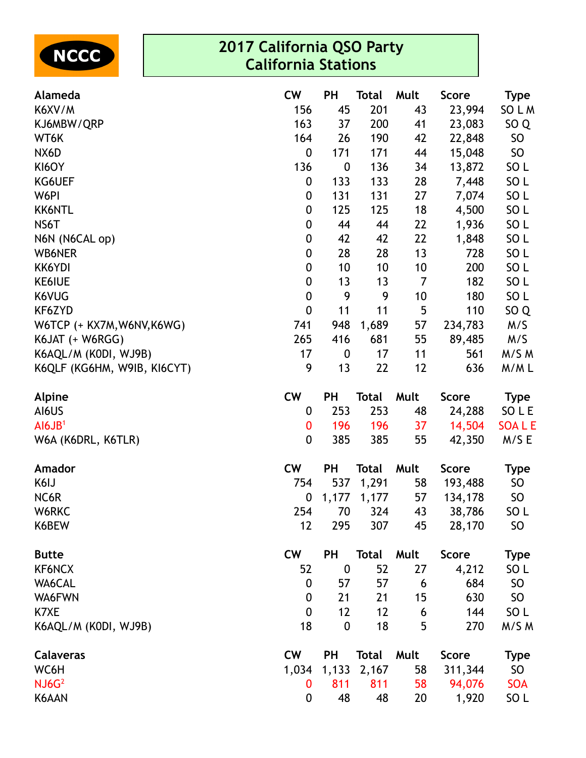NCCC

# 2017 California QSO Party
# California Stations

| Alameda | CW | PH | Total | Mult | Score | Type |
|---|---|---|---|---|---|---|
| K6XV/M | 156 | 45 | 201 | 43 | 23,994 | SO L M |
| KJ6MBW/QRP | 163 | 37 | 200 | 41 | 23,083 | SO Q |
| WT6K | 164 | 26 | 190 | 42 | 22,848 | SO |
| NX6D | 0 | 171 | 171 | 44 | 15,048 | SO |
| KI6OY | 136 | 0 | 136 | 34 | 13,872 | SO L |
| KG6UEF | 0 | 133 | 133 | 28 | 7,448 | SO L |
| W6PI | 0 | 131 | 131 | 27 | 7,074 | SO L |
| KK6NTL | 0 | 125 | 125 | 18 | 4,500 | SO L |
| NS6T | 0 | 44 | 44 | 22 | 1,936 | SO L |
| N6N (N6CAL op) | 0 | 42 | 42 | 22 | 1,848 | SO L |
| WB6NER | 0 | 28 | 28 | 13 | 728 | SO L |
| KK6YDI | 0 | 10 | 10 | 10 | 200 | SO L |
| KE6IUE | 0 | 13 | 13 | 7 | 182 | SO L |
| K6VUG | 0 | 9 | 9 | 10 | 180 | SO L |
| KF6ZYD | 0 | 11 | 11 | 5 | 110 | SO Q |
| W6TCP (+ KX7M,W6NV,K6WG) | 741 | 948 | 1,689 | 57 | 234,783 | M/S |
| K6JAT (+ W6RGG) | 265 | 416 | 681 | 55 | 89,485 | M/S |
| K6AQL/M (K0DI, WJ9B) | 17 | 0 | 17 | 11 | 561 | M/S M |
| K6QLF (KG6HM, W9IB, KI6CYT) | 9 | 13 | 22 | 12 | 636 | M/M L |

| Alpine | CW | PH | Total | Mult | Score | Type |
|---|---|---|---|---|---|---|
| AI6US | 0 | 253 | 253 | 48 | 24,288 | SO L E |
| AI6JB[1] | 0 | 196 | 196 | 37 | 14,504 | SOA L E |
| W6A (K6DRL, K6TLR) | 0 | 385 | 385 | 55 | 42,350 | M/S E |

| Amador | CW | PH | Total | Mult | Score | Type |
|---|---|---|---|---|---|---|
| K6IJ | 754 | 537 | 1,291 | 58 | 193,488 | SO |
| NC6R | 0 | 1,177 | 1,177 | 57 | 134,178 | SO |
| W6RKC | 254 | 70 | 324 | 43 | 38,786 | SO L |
| K6BEW | 12 | 295 | 307 | 45 | 28,170 | SO |

| Butte | CW | PH | Total | Mult | Score | Type |
|---|---|---|---|---|---|---|
| KF6NCX | 52 | 0 | 52 | 27 | 4,212 | SO L |
| WA6CAL | 0 | 57 | 57 | 6 | 684 | SO |
| WA6FWN | 0 | 21 | 21 | 15 | 630 | SO |
| K7XE | 0 | 12 | 12 | 6 | 144 | SO L |
| K6AQL/M (K0DI, WJ9B) | 18 | 0 | 18 | 5 | 270 | M/S M |

| Calaveras | CW | PH | Total | Mult | Score | Type |
|---|---|---|---|---|---|---|
| WC6H | 1,034 | 1,133 | 2,167 | 58 | 311,344 | SO |
| NJ6G[2] | 0 | 811 | 811 | 58 | 94,076 | SOA |
| K6AAN | 0 | 48 | 48 | 20 | 1,920 | SO L |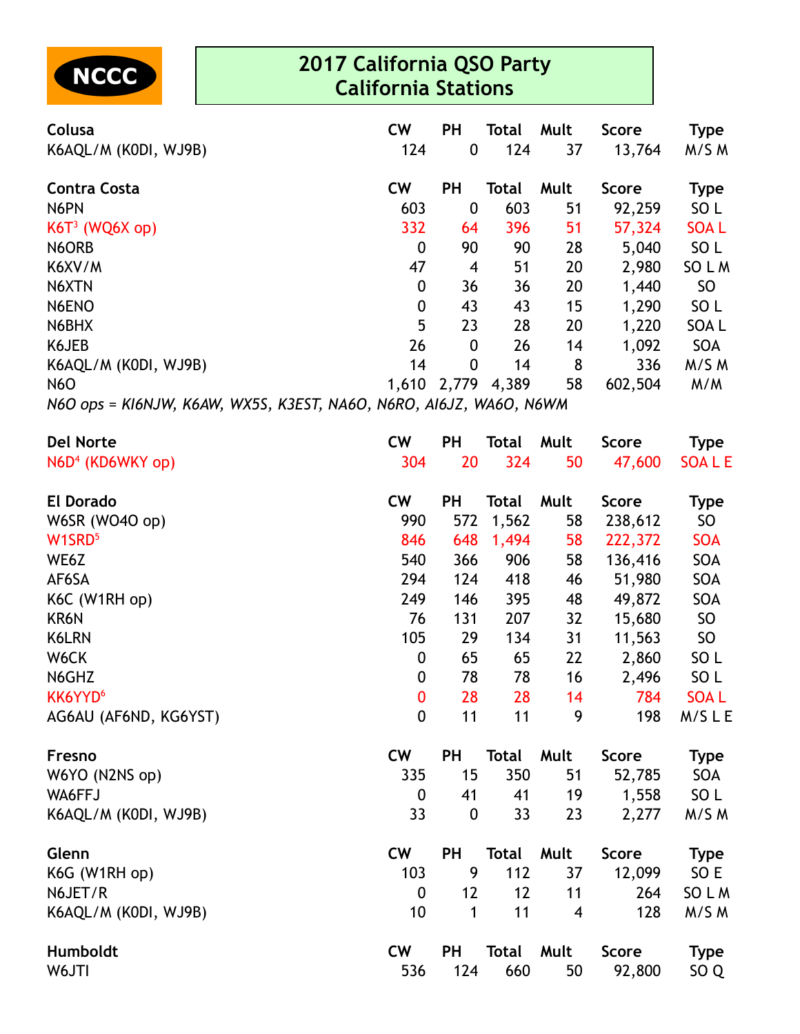NCCC

# 2017 California QSO Party
## California Stations

| Colusa | CW | PH | Total | Mult | Score | Type |
|---|---|---|---|---|---|---|
| K6AQL/M (K0DI, WJ9B) | 124 | 0 | 124 | 37 | 13,764 | M/S M |

| Contra Costa | CW | PH | Total | Mult | Score | Type |
|---|---|---|---|---|---|---|
| N6PN | 603 | 0 | 603 | 51 | 92,259 | SO L |
| K6T[3] (WQ6X op) | 332 | 64 | 396 | 51 | 57,324 | SOA L |
| N6ORB | 0 | 90 | 90 | 28 | 5,040 | SO L |
| K6XV/M | 47 | 4 | 51 | 20 | 2,980 | SO L M |
| N6XTN | 0 | 36 | 36 | 20 | 1,440 | SO |
| N6ENO | 0 | 43 | 43 | 15 | 1,290 | SO L |
| N6BHX | 5 | 23 | 28 | 20 | 1,220 | SOA L |
| K6JEB | 26 | 0 | 26 | 14 | 1,092 | SOA |
| K6AQL/M (K0DI, WJ9B) | 14 | 0 | 14 | 8 | 336 | M/S M |
| N6O | 1,610 | 2,779 | 4,389 | 58 | 602,504 | M/M |

*N6O ops = KI6NJW, K6AW, WX5S, K3EST, NA6O, N6RO, AI6JZ, WA6O, N6WM*

| Del Norte | CW | PH | Total | Mult | Score | Type |
|---|---|---|---|---|---|---|
| N6D[4] (KD6WKY op) | 304 | 20 | 324 | 50 | 47,600 | SOA L E |

| El Dorado | CW | PH | Total | Mult | Score | Type |
|---|---|---|---|---|---|---|
| W6SR (WO4O op) | 990 | 572 | 1,562 | 58 | 238,612 | SO |
| W1SRD[5] | 846 | 648 | 1,494 | 58 | 222,372 | SOA |
| WE6Z | 540 | 366 | 906 | 58 | 136,416 | SOA |
| AF6SA | 294 | 124 | 418 | 46 | 51,980 | SOA |
| K6C (W1RH op) | 249 | 146 | 395 | 48 | 49,872 | SOA |
| KR6N | 76 | 131 | 207 | 32 | 15,680 | SO |
| K6LRN | 105 | 29 | 134 | 31 | 11,563 | SO |
| W6CK | 0 | 65 | 65 | 22 | 2,860 | SO L |
| N6GHZ | 0 | 78 | 78 | 16 | 2,496 | SO L |
| KK6YYD[6] | 0 | 28 | 28 | 14 | 784 | SOA L |
| AG6AU (AF6ND, KG6YST) | 0 | 11 | 11 | 9 | 198 | M/S L E |

| Fresno | CW | PH | Total | Mult | Score | Type |
|---|---|---|---|---|---|---|
| W6YO (N2NS op) | 335 | 15 | 350 | 51 | 52,785 | SOA |
| WA6FFJ | 0 | 41 | 41 | 19 | 1,558 | SO L |
| K6AQL/M (K0DI, WJ9B) | 33 | 0 | 33 | 23 | 2,277 | M/S M |

| Glenn | CW | PH | Total | Mult | Score | Type |
|---|---|---|---|---|---|---|
| K6G (W1RH op) | 103 | 9 | 112 | 37 | 12,099 | SO E |
| N6JET/R | 0 | 12 | 12 | 11 | 264 | SO L M |
| K6AQL/M (K0DI, WJ9B) | 10 | 1 | 11 | 4 | 128 | M/S M |

| Humboldt | CW | PH | Total | Mult | Score | Type |
|---|---|---|---|---|---|---|
| W6JTI | 536 | 124 | 660 | 50 | 92,800 | SO Q |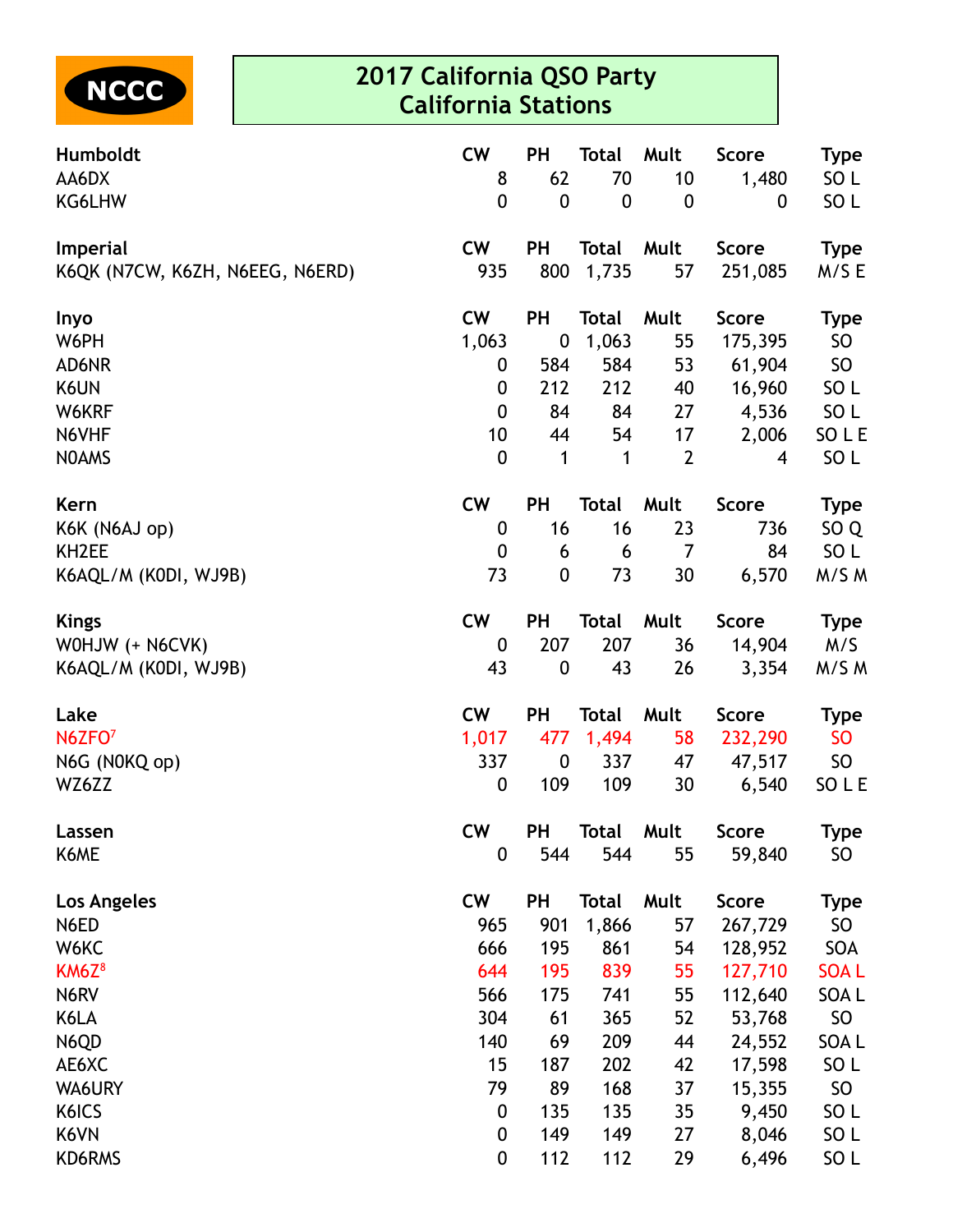NCCC

# 2017 California QSO Party
## California Stations

| Humboldt | CW | PH | Total | Mult | Score | Type |
|---|---|---|---|---|---|---|
| AA6DX | 8 | 62 | 70 | 10 | 1,480 | SO L |
| KG6LHW | 0 | 0 | 0 | 0 | 0 | SO L |

| Imperial | CW | PH | Total | Mult | Score | Type |
|---|---|---|---|---|---|---|
| K6QK (N7CW, K6ZH, N6EEG, N6ERD) | 935 | 800 | 1,735 | 57 | 251,085 | M/S E |

| Inyo | CW | PH | Total | Mult | Score | Type |
|---|---|---|---|---|---|---|
| W6PH | 1,063 | 0 | 1,063 | 55 | 175,395 | SO |
| AD6NR | 0 | 584 | 584 | 53 | 61,904 | SO |
| K6UN | 0 | 212 | 212 | 40 | 16,960 | SO L |
| W6KRF | 0 | 84 | 84 | 27 | 4,536 | SO L |
| N6VHF | 10 | 44 | 54 | 17 | 2,006 | SO L E |
| N0AMS | 0 | 1 | 1 | 2 | 4 | SO L |

| Kern | CW | PH | Total | Mult | Score | Type |
|---|---|---|---|---|---|---|
| K6K (N6AJ op) | 0 | 16 | 16 | 23 | 736 | SO Q |
| KH2EE | 0 | 6 | 6 | 7 | 84 | SO L |
| K6AQL/M (K0DI, WJ9B) | 73 | 0 | 73 | 30 | 6,570 | M/S M |

| Kings | CW | PH | Total | Mult | Score | Type |
|---|---|---|---|---|---|---|
| W0HJW (+ N6CVK) | 0 | 207 | 207 | 36 | 14,904 | M/S |
| K6AQL/M (K0DI, WJ9B) | 43 | 0 | 43 | 26 | 3,354 | M/S M |

| Lake | CW | PH | Total | Mult | Score | Type |
|---|---|---|---|---|---|---|
| N6ZFO[7] | 1,017 | 477 | 1,494 | 58 | 232,290 | SO |
| N6G (N0KQ op) | 337 | 0 | 337 | 47 | 47,517 | SO |
| WZ6ZZ | 0 | 109 | 109 | 30 | 6,540 | SO L E |

| Lassen | CW | PH | Total | Mult | Score | Type |
|---|---|---|---|---|---|---|
| K6ME | 0 | 544 | 544 | 55 | 59,840 | SO |

| Los Angeles | CW | PH | Total | Mult | Score | Type |
|---|---|---|---|---|---|---|
| N6ED | 965 | 901 | 1,866 | 57 | 267,729 | SO |
| W6KC | 666 | 195 | 861 | 54 | 128,952 | SOA |
| KM6Z[8] | 644 | 195 | 839 | 55 | 127,710 | SOA L |
| N6RV | 566 | 175 | 741 | 55 | 112,640 | SOA L |
| K6LA | 304 | 61 | 365 | 52 | 53,768 | SO |
| N6QD | 140 | 69 | 209 | 44 | 24,552 | SOA L |
| AE6XC | 15 | 187 | 202 | 42 | 17,598 | SO L |
| WA6URY | 79 | 89 | 168 | 37 | 15,355 | SO |
| K6ICS | 0 | 135 | 135 | 35 | 9,450 | SO L |
| K6VN | 0 | 149 | 149 | 27 | 8,046 | SO L |
| KD6RMS | 0 | 112 | 112 | 29 | 6,496 | SO L |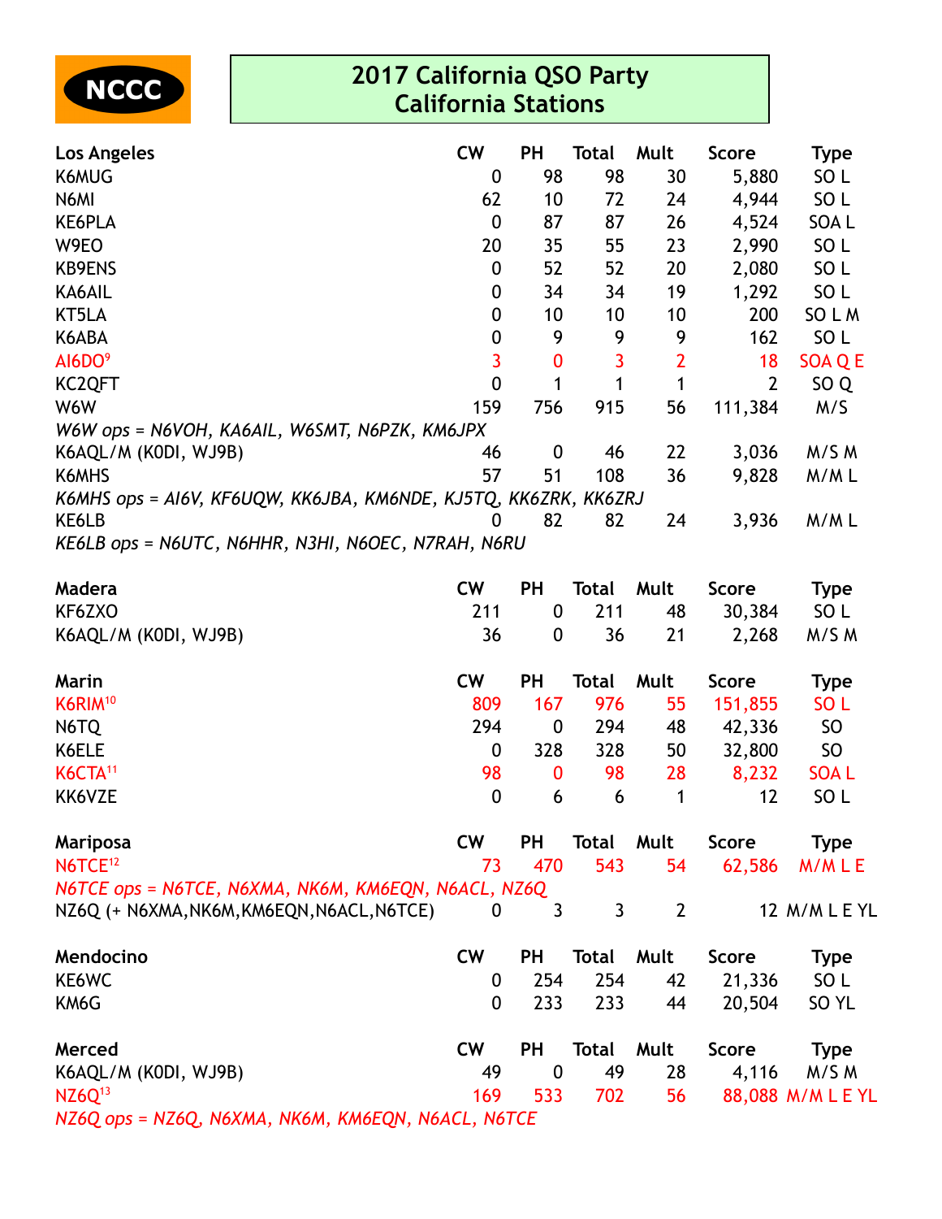NCCC

# 2017 California QSO Party
## California Stations

| Los Angeles | CW | PH | Total | Mult | Score | Type |
|---|---|---|---|---|---|---|
| K6MUG | 0 | 98 | 98 | 30 | 5,880 | SO L |
| N6MI | 62 | 10 | 72 | 24 | 4,944 | SO L |
| KE6PLA | 0 | 87 | 87 | 26 | 4,524 | SOA L |
| W9EO | 20 | 35 | 55 | 23 | 2,990 | SO L |
| KB9ENS | 0 | 52 | 52 | 20 | 2,080 | SO L |
| KA6AIL | 0 | 34 | 34 | 19 | 1,292 | SO L |
| KT5LA | 0 | 10 | 10 | 10 | 200 | SO L M |
| K6ABA | 0 | 9 | 9 | 9 | 162 | SO L |
| AI6DO[9] | 3 | 0 | 3 | 2 | 18 | SOA Q E |
| KC2QFT | 0 | 1 | 1 | 1 | 2 | SO Q |
| W6W | 159 | 756 | 915 | 56 | 111,384 | M/S |
| *W6W ops = N6VOH, KA6AIL, W6SMT, N6PZK, KM6JPX* | | | | | | |
| K6AQL/M (K0DI, WJ9B) | 46 | 0 | 46 | 22 | 3,036 | M/S M |
| K6MHS | 57 | 51 | 108 | 36 | 9,828 | M/M L |
| *K6MHS ops = AI6V, KF6UQW, KK6JBA, KM6NDE, KJ5TQ, KK6ZRK, KK6ZRJ* | | | | | | |
| KE6LB | 0 | 82 | 82 | 24 | 3,936 | M/M L |
| *KE6LB ops = N6UTC, N6HHR, N3HI, N6OEC, N7RAH, N6RU* | | | | | | |

| Madera | CW | PH | Total | Mult | Score | Type |
|---|---|---|---|---|---|---|
| KF6ZXO | 211 | 0 | 211 | 48 | 30,384 | SO L |
| K6AQL/M (K0DI, WJ9B) | 36 | 0 | 36 | 21 | 2,268 | M/S M |

| Marin | CW | PH | Total | Mult | Score | Type |
|---|---|---|---|---|---|---|
| K6RIM[10] | 809 | 167 | 976 | 55 | 151,855 | SO L |
| N6TQ | 294 | 0 | 294 | 48 | 42,336 | SO |
| K6ELE | 0 | 328 | 328 | 50 | 32,800 | SO |
| K6CTA[11] | 98 | 0 | 98 | 28 | 8,232 | SOA L |
| KK6VZE | 0 | 6 | 6 | 1 | 12 | SO L |

| Mariposa | CW | PH | Total | Mult | Score | Type |
|---|---|---|---|---|---|---|
| N6TCE[12] | 73 | 470 | 543 | 54 | 62,586 | M/M L E |
| *N6TCE ops = N6TCE, N6XMA, NK6M, KM6EQN, N6ACL, NZ6Q* | | | | | | |
| NZ6Q (+ N6XMA,NK6M,KM6EQN,N6ACL,N6TCE) | 0 | 3 | 3 | 2 | 12 | M/M L E YL |

| Mendocino | CW | PH | Total | Mult | Score | Type |
|---|---|---|---|---|---|---|
| KE6WC | 0 | 254 | 254 | 42 | 21,336 | SO L |
| KM6G | 0 | 233 | 233 | 44 | 20,504 | SO YL |

| Merced | CW | PH | Total | Mult | Score | Type |
|---|---|---|---|---|---|---|
| K6AQL/M (K0DI, WJ9B) | 49 | 0 | 49 | 28 | 4,116 | M/S M |
| NZ6Q[13] | 169 | 533 | 702 | 56 | 88,088 | M/M L E YL |
| *NZ6Q ops = NZ6Q, N6XMA, NK6M, KM6EQN, N6ACL, N6TCE* | | | | | | |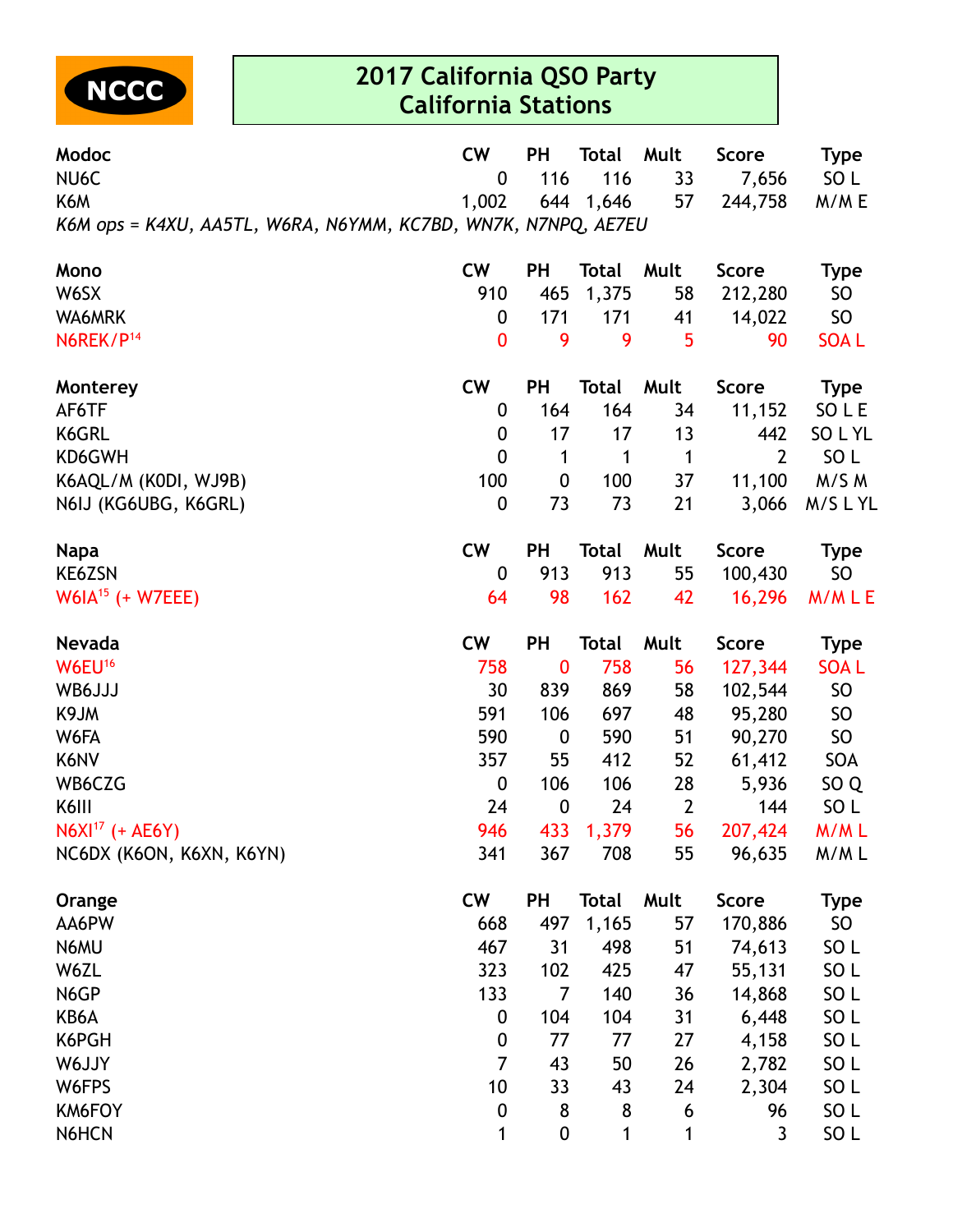NCCC

# 2017 California QSO Party
## California Stations

| Modoc | CW | PH | Total | Mult | Score | Type |
|---|---|---|---|---|---|---|
| NU6C | 0 | 116 | 116 | 33 | 7,656 | SO L |
| K6M | 1,002 | 644 | 1,646 | 57 | 244,758 | M/M E |

*K6M ops = K4XU, AA5TL, W6RA, N6YMM, KC7BD, WN7K, N7NPQ, AE7EU*

| Mono | CW | PH | Total | Mult | Score | Type |
|---|---|---|---|---|---|---|
| W6SX | 910 | 465 | 1,375 | 58 | 212,280 | SO |
| WA6MRK | 0 | 171 | 171 | 41 | 14,022 | SO |
| N6REK/P[14] | 0 | 9 | 9 | 5 | 90 | SOA L |

| Monterey | CW | PH | Total | Mult | Score | Type |
|---|---|---|---|---|---|---|
| AF6TF | 0 | 164 | 164 | 34 | 11,152 | SO L E |
| K6GRL | 0 | 17 | 17 | 13 | 442 | SO L YL |
| KD6GWH | 0 | 1 | 1 | 1 | 2 | SO L |
| K6AQL/M (K0DI, WJ9B) | 100 | 0 | 100 | 37 | 11,100 | M/S M |
| N6IJ (KG6UBG, K6GRL) | 0 | 73 | 73 | 21 | 3,066 | M/S L YL |

| Napa | CW | PH | Total | Mult | Score | Type |
|---|---|---|---|---|---|---|
| KE6ZSN | 0 | 913 | 913 | 55 | 100,430 | SO |
| W6IA[15] (+ W7EEE) | 64 | 98 | 162 | 42 | 16,296 | M/M L E |

| Nevada | CW | PH | Total | Mult | Score | Type |
|---|---|---|---|---|---|---|
| W6EU[16] | 758 | 0 | 758 | 56 | 127,344 | SOA L |
| WB6JJJ | 30 | 839 | 869 | 58 | 102,544 | SO |
| K9JM | 591 | 106 | 697 | 48 | 95,280 | SO |
| W6FA | 590 | 0 | 590 | 51 | 90,270 | SO |
| K6NV | 357 | 55 | 412 | 52 | 61,412 | SOA |
| WB6CZG | 0 | 106 | 106 | 28 | 5,936 | SO Q |
| K6III | 24 | 0 | 24 | 2 | 144 | SO L |
| N6XI[17] (+ AE6Y) | 946 | 433 | 1,379 | 56 | 207,424 | M/M L |
| NC6DX (K6ON, K6XN, K6YN) | 341 | 367 | 708 | 55 | 96,635 | M/M L |

| Orange | CW | PH | Total | Mult | Score | Type |
|---|---|---|---|---|---|---|
| AA6PW | 668 | 497 | 1,165 | 57 | 170,886 | SO |
| N6MU | 467 | 31 | 498 | 51 | 74,613 | SO L |
| W6ZL | 323 | 102 | 425 | 47 | 55,131 | SO L |
| N6GP | 133 | 7 | 140 | 36 | 14,868 | SO L |
| KB6A | 0 | 104 | 104 | 31 | 6,448 | SO L |
| K6PGH | 0 | 77 | 77 | 27 | 4,158 | SO L |
| W6JJY | 7 | 43 | 50 | 26 | 2,782 | SO L |
| W6FPS | 10 | 33 | 43 | 24 | 2,304 | SO L |
| KM6FOY | 0 | 8 | 8 | 6 | 96 | SO L |
| N6HCN | 1 | 0 | 1 | 1 | 3 | SO L |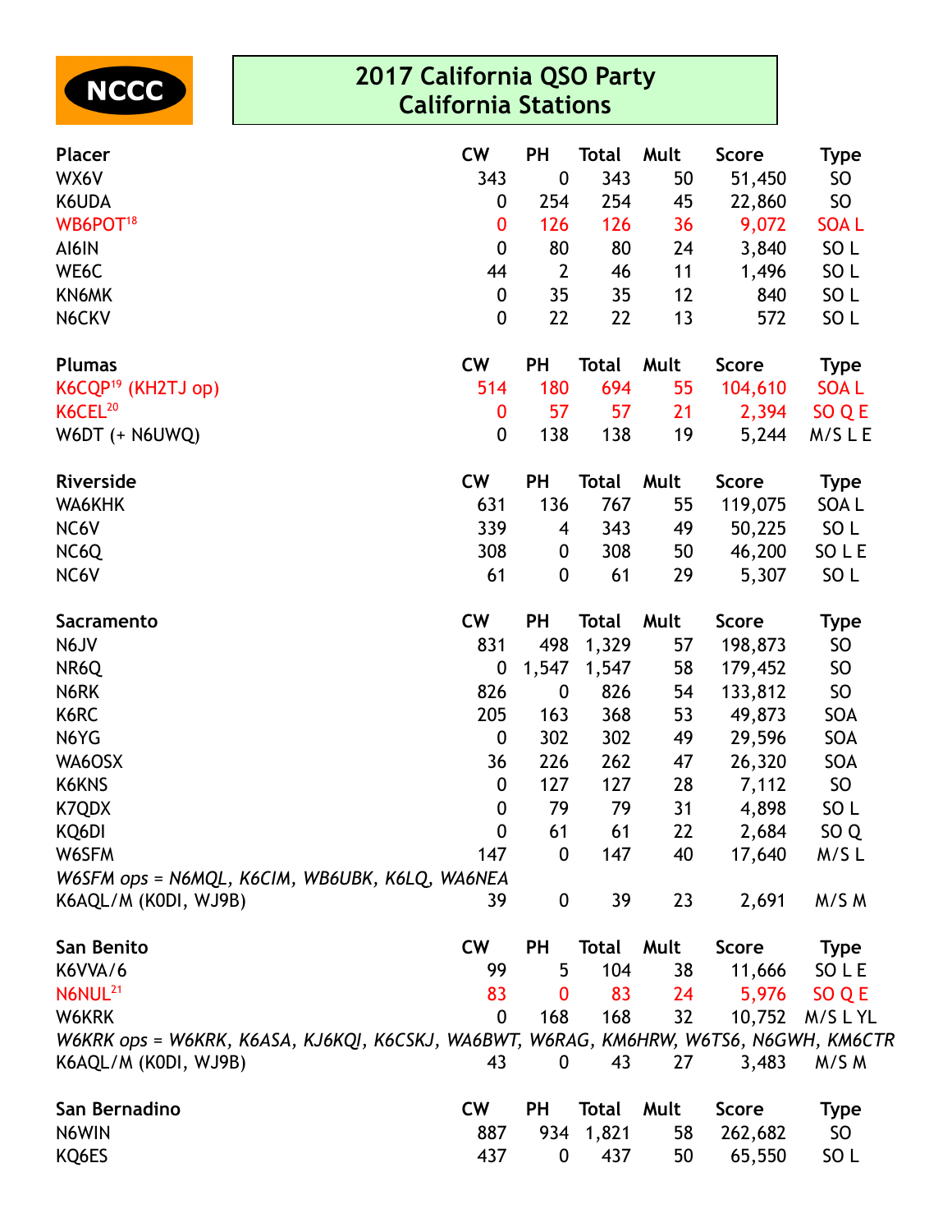NCCC

# 2017 California QSO Party
## California Stations

| Placer | CW | PH | Total | Mult | Score | Type |
|---|---|---|---|---|---|---|
| WX6V | 343 | 0 | 343 | 50 | 51,450 | SO |
| K6UDA | 0 | 254 | 254 | 45 | 22,860 | SO |
| WB6POT[18] | 0 | 126 | 126 | 36 | 9,072 | SOA L |
| AI6IN | 0 | 80 | 80 | 24 | 3,840 | SO L |
| WE6C | 44 | 2 | 46 | 11 | 1,496 | SO L |
| KN6MK | 0 | 35 | 35 | 12 | 840 | SO L |
| N6CKV | 0 | 22 | 22 | 13 | 572 | SO L |

| Plumas | CW | PH | Total | Mult | Score | Type |
|---|---|---|---|---|---|---|
| K6CQP[19] (KH2TJ op) | 514 | 180 | 694 | 55 | 104,610 | SOA L |
| K6CEL[20] | 0 | 57 | 57 | 21 | 2,394 | SO Q E |
| W6DT (+ N6UWQ) | 0 | 138 | 138 | 19 | 5,244 | M/S L E |

| Riverside | CW | PH | Total | Mult | Score | Type |
|---|---|---|---|---|---|---|
| WA6KHK | 631 | 136 | 767 | 55 | 119,075 | SOA L |
| NC6V | 339 | 4 | 343 | 49 | 50,225 | SO L |
| NC6Q | 308 | 0 | 308 | 50 | 46,200 | SO L E |
| NC6V | 61 | 0 | 61 | 29 | 5,307 | SO L |

| Sacramento | CW | PH | Total | Mult | Score | Type |
|---|---|---|---|---|---|---|
| N6JV | 831 | 498 | 1,329 | 57 | 198,873 | SO |
| NR6Q | 0 | 1,547 | 1,547 | 58 | 179,452 | SO |
| N6RK | 826 | 0 | 826 | 54 | 133,812 | SO |
| K6RC | 205 | 163 | 368 | 53 | 49,873 | SOA |
| N6YG | 0 | 302 | 302 | 49 | 29,596 | SOA |
| WA6OSX | 36 | 226 | 262 | 47 | 26,320 | SOA |
| K6KNS | 0 | 127 | 127 | 28 | 7,112 | SO |
| K7QDX | 0 | 79 | 79 | 31 | 4,898 | SO L |
| KQ6DI | 0 | 61 | 61 | 22 | 2,684 | SO Q |
| W6SFM | 147 | 0 | 147 | 40 | 17,640 | M/S L |
| *W6SFM ops = N6MQL, K6CIM, WB6UBK, K6LQ, WA6NEA* | | | | | | |
| K6AQL/M (K0DI, WJ9B) | 39 | 0 | 39 | 23 | 2,691 | M/S M |

| San Benito | CW | PH | Total | Mult | Score | Type |
|---|---|---|---|---|---|---|
| K6VVA/6 | 99 | 5 | 104 | 38 | 11,666 | SO L E |
| N6NUL[21] | 83 | 0 | 83 | 24 | 5,976 | SO Q E |
| W6KRK | 0 | 168 | 168 | 32 | 10,752 | M/S L YL |
| *W6KRK ops = W6KRK, K6ASA, KJ6KQI, K6CSKJ, WA6BWT, W6RAG, KM6HRW, W6TS6, N6GWH, KM6CTR* | | | | | | |
| K6AQL/M (K0DI, WJ9B) | 43 | 0 | 43 | 27 | 3,483 | M/S M |

| San Bernadino | CW | PH | Total | Mult | Score | Type |
|---|---|---|---|---|---|---|
| N6WIN | 887 | 934 | 1,821 | 58 | 262,682 | SO |
| KQ6ES | 437 | 0 | 437 | 50 | 65,550 | SO L |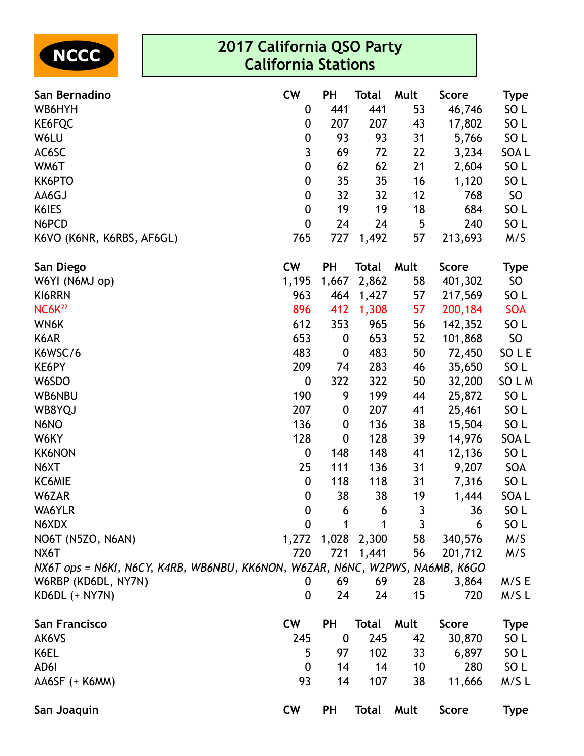NCCC

# 2017 California QSO Party
## California Stations

| San Bernadino | CW | PH | Total | Mult | Score | Type |
|---|---|---|---|---|---|---|
| WB6HYH | 0 | 441 | 441 | 53 | 46,746 | SO L |
| KE6FQC | 0 | 207 | 207 | 43 | 17,802 | SO L |
| W6LU | 0 | 93 | 93 | 31 | 5,766 | SO L |
| AC6SC | 3 | 69 | 72 | 22 | 3,234 | SOA L |
| WM6T | 0 | 62 | 62 | 21 | 2,604 | SO L |
| KK6PTO | 0 | 35 | 35 | 16 | 1,120 | SO L |
| AA6GJ | 0 | 32 | 32 | 12 | 768 | SO |
| K6IES | 0 | 19 | 19 | 18 | 684 | SO L |
| N6PCD | 0 | 24 | 24 | 5 | 240 | SO L |
| K6VO (K6NR, K6RBS, AF6GL) | 765 | 727 | 1,492 | 57 | 213,693 | M/S |

| San Diego | CW | PH | Total | Mult | Score | Type |
|---|---|---|---|---|---|---|
| W6YI (N6MJ op) | 1,195 | 1,667 | 2,862 | 58 | 401,302 | SO |
| KI6RRN | 963 | 464 | 1,427 | 57 | 217,569 | SO L |
| NC6K[22] | 896 | 412 | 1,308 | 57 | 200,184 | SOA |
| WN6K | 612 | 353 | 965 | 56 | 142,352 | SO L |
| K6AR | 653 | 0 | 653 | 52 | 101,868 | SO |
| K6WSC/6 | 483 | 0 | 483 | 50 | 72,450 | SO L E |
| KE6PY | 209 | 74 | 283 | 46 | 35,650 | SO L |
| W6SDO | 0 | 322 | 322 | 50 | 32,200 | SO L M |
| WB6NBU | 190 | 9 | 199 | 44 | 25,872 | SO L |
| WB8YQJ | 207 | 0 | 207 | 41 | 25,461 | SO L |
| N6NO | 136 | 0 | 136 | 38 | 15,504 | SO L |
| W6KY | 128 | 0 | 128 | 39 | 14,976 | SOA L |
| KK6NON | 0 | 148 | 148 | 41 | 12,136 | SO L |
| N6XT | 25 | 111 | 136 | 31 | 9,207 | SOA |
| KC6MIE | 0 | 118 | 118 | 31 | 7,316 | SO L |
| W6ZAR | 0 | 38 | 38 | 19 | 1,444 | SOA L |
| WA6YLR | 0 | 6 | 6 | 3 | 36 | SO L |
| N6XDX | 0 | 1 | 1 | 3 | 6 | SO L |
| NO6T (N5ZO, N6AN) | 1,272 | 1,028 | 2,300 | 58 | 340,576 | M/S |
| NX6T | 720 | 721 | 1,441 | 56 | 201,712 | M/S |
| *NX6T ops = N6KI, N6CY, K4RB, WB6NBU, KK6NON, W6ZAR, N6NC, W2PWS, NA6MB, K6GO* | | | | | | |
| W6RBP (KD6DL, NY7N) | 0 | 69 | 69 | 28 | 3,864 | M/S E |
| KD6DL (+ NY7N) | 0 | 24 | 24 | 15 | 720 | M/S L |

| San Francisco | CW | PH | Total | Mult | Score | Type |
|---|---|---|---|---|---|---|
| AK6VS | 245 | 0 | 245 | 42 | 30,870 | SO L |
| K6EL | 5 | 97 | 102 | 33 | 6,897 | SO L |
| AD6I | 0 | 14 | 14 | 10 | 280 | SO L |
| AA6SF (+ K6MM) | 93 | 14 | 107 | 38 | 11,666 | M/S L |

| San Joaquin | CW | PH | Total | Mult | Score | Type |
|---|---|---|---|---|---|---|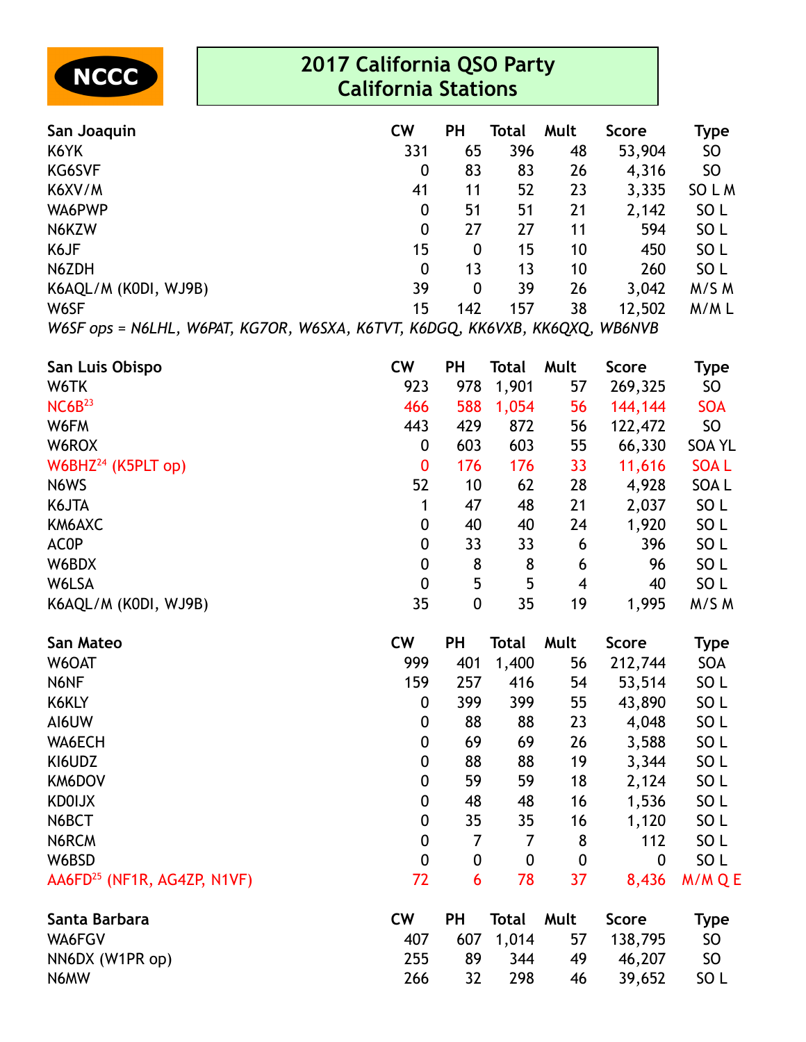NCCC

# 2017 California QSO Party
## California Stations

| San Joaquin | CW | PH | Total | Mult | Score | Type |
|---|---|---|---|---|---|---|
| K6YK | 331 | 65 | 396 | 48 | 53,904 | SO |
| KG6SVF | 0 | 83 | 83 | 26 | 4,316 | SO |
| K6XV/M | 41 | 11 | 52 | 23 | 3,335 | SO L M |
| WA6PWP | 0 | 51 | 51 | 21 | 2,142 | SO L |
| N6KZW | 0 | 27 | 27 | 11 | 594 | SO L |
| K6JF | 15 | 0 | 15 | 10 | 450 | SO L |
| N6ZDH | 0 | 13 | 13 | 10 | 260 | SO L |
| K6AQL/M (K0DI, WJ9B) | 39 | 0 | 39 | 26 | 3,042 | M/S M |
| W6SF | 15 | 142 | 157 | 38 | 12,502 | M/M L |

*W6SF ops = N6LHL, W6PAT, KG7OR, W6SXA, K6TVT, K6DGQ, KK6VXB, KK6QXQ, WB6NVB*

| San Luis Obispo | CW | PH | Total | Mult | Score | Type |
|---|---|---|---|---|---|---|
| W6TK | 923 | 978 | 1,901 | 57 | 269,325 | SO |
| NC6B[23] | 466 | 588 | 1,054 | 56 | 144,144 | SOA |
| W6FM | 443 | 429 | 872 | 56 | 122,472 | SO |
| W6ROX | 0 | 603 | 603 | 55 | 66,330 | SOA YL |
| W6BHZ[24] (K5PLT op) | 0 | 176 | 176 | 33 | 11,616 | SOA L |
| N6WS | 52 | 10 | 62 | 28 | 4,928 | SOA L |
| K6JTA | 1 | 47 | 48 | 21 | 2,037 | SO L |
| KM6AXC | 0 | 40 | 40 | 24 | 1,920 | SO L |
| AC0P | 0 | 33 | 33 | 6 | 396 | SO L |
| W6BDX | 0 | 8 | 8 | 6 | 96 | SO L |
| W6LSA | 0 | 5 | 5 | 4 | 40 | SO L |
| K6AQL/M (K0DI, WJ9B) | 35 | 0 | 35 | 19 | 1,995 | M/S M |

| San Mateo | CW | PH | Total | Mult | Score | Type |
|---|---|---|---|---|---|---|
| W6OAT | 999 | 401 | 1,400 | 56 | 212,744 | SOA |
| N6NF | 159 | 257 | 416 | 54 | 53,514 | SO L |
| K6KLY | 0 | 399 | 399 | 55 | 43,890 | SO L |
| AI6UW | 0 | 88 | 88 | 23 | 4,048 | SO L |
| WA6ECH | 0 | 69 | 69 | 26 | 3,588 | SO L |
| KI6UDZ | 0 | 88 | 88 | 19 | 3,344 | SO L |
| KM6DOV | 0 | 59 | 59 | 18 | 2,124 | SO L |
| KD0IJX | 0 | 48 | 48 | 16 | 1,536 | SO L |
| N6BCT | 0 | 35 | 35 | 16 | 1,120 | SO L |
| N6RCM | 0 | 7 | 7 | 8 | 112 | SO L |
| W6BSD | 0 | 0 | 0 | 0 | 0 | SO L |
| AA6FD[25] (NF1R, AG4ZP, N1VF) | 72 | 6 | 78 | 37 | 8,436 | M/M Q E |

| Santa Barbara | CW | PH | Total | Mult | Score | Type |
|---|---|---|---|---|---|---|
| WA6FGV | 407 | 607 | 1,014 | 57 | 138,795 | SO |
| NN6DX (W1PR op) | 255 | 89 | 344 | 49 | 46,207 | SO |
| N6MW | 266 | 32 | 298 | 46 | 39,652 | SO L |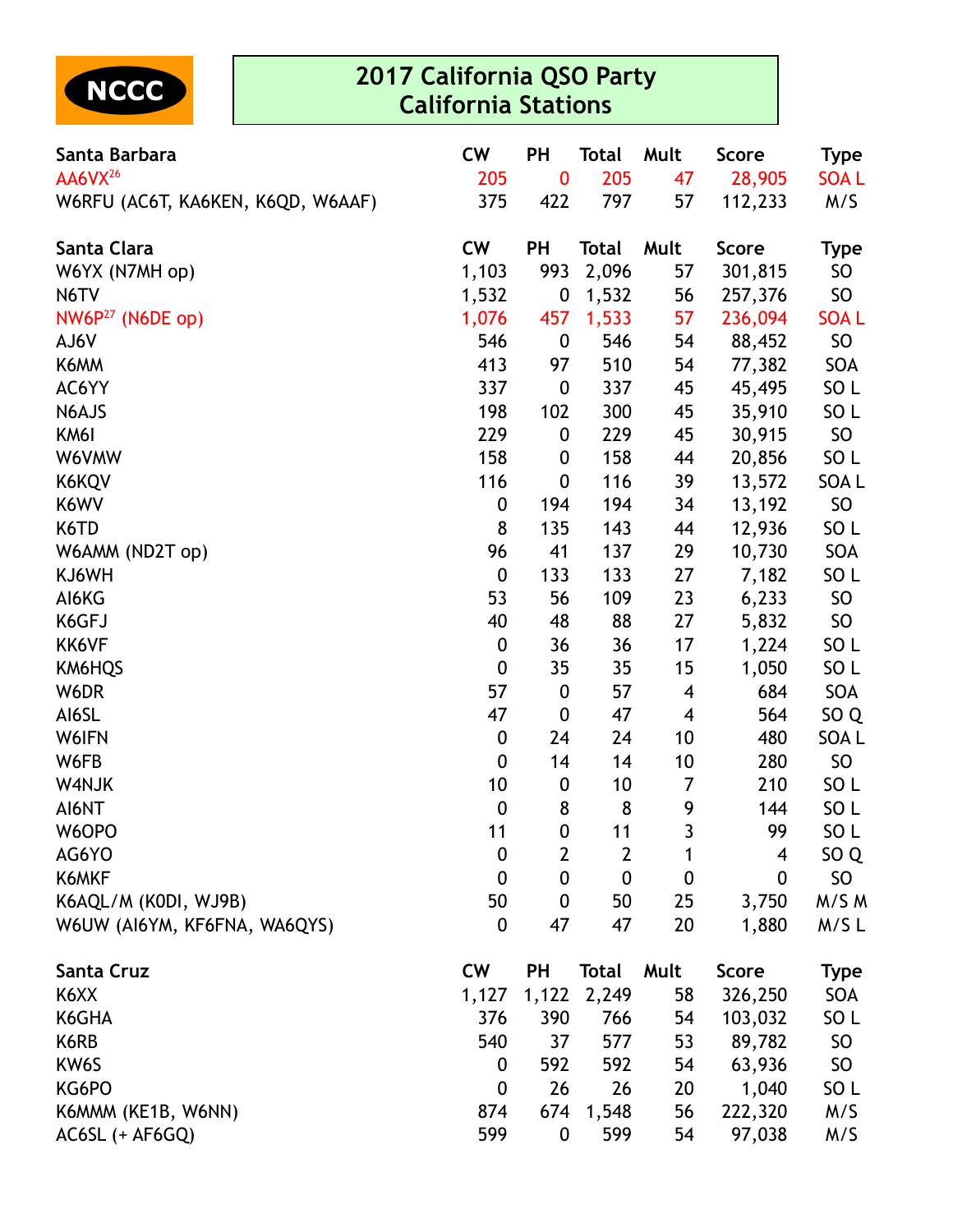NCCC

# 2017 California QSO Party
## California Stations

| Santa Barbara | CW | PH | Total | Mult | Score | Type |
|---|---|---|---|---|---|---|
| AA6VX[26] | 205 | 0 | 205 | 47 | 28,905 | SOA L |
| W6RFU (AC6T, KA6KEN, K6QD, W6AAF) | 375 | 422 | 797 | 57 | 112,233 | M/S |

| Santa Clara | CW | PH | Total | Mult | Score | Type |
|---|---|---|---|---|---|---|
| W6YX (N7MH op) | 1,103 | 993 | 2,096 | 57 | 301,815 | SO |
| N6TV | 1,532 | 0 | 1,532 | 56 | 257,376 | SO |
| NW6P[27] (N6DE op) | 1,076 | 457 | 1,533 | 57 | 236,094 | SOA L |
| AJ6V | 546 | 0 | 546 | 54 | 88,452 | SO |
| K6MM | 413 | 97 | 510 | 54 | 77,382 | SOA |
| AC6YY | 337 | 0 | 337 | 45 | 45,495 | SO L |
| N6AJS | 198 | 102 | 300 | 45 | 35,910 | SO L |
| KM6I | 229 | 0 | 229 | 45 | 30,915 | SO |
| W6VMW | 158 | 0 | 158 | 44 | 20,856 | SO L |
| K6KQV | 116 | 0 | 116 | 39 | 13,572 | SOA L |
| K6WV | 0 | 194 | 194 | 34 | 13,192 | SO |
| K6TD | 8 | 135 | 143 | 44 | 12,936 | SO L |
| W6AMM (ND2T op) | 96 | 41 | 137 | 29 | 10,730 | SOA |
| KJ6WH | 0 | 133 | 133 | 27 | 7,182 | SO L |
| AI6KG | 53 | 56 | 109 | 23 | 6,233 | SO |
| K6GFJ | 40 | 48 | 88 | 27 | 5,832 | SO |
| KK6VF | 0 | 36 | 36 | 17 | 1,224 | SO L |
| KM6HQS | 0 | 35 | 35 | 15 | 1,050 | SO L |
| W6DR | 57 | 0 | 57 | 4 | 684 | SOA |
| AI6SL | 47 | 0 | 47 | 4 | 564 | SO Q |
| W6IFN | 0 | 24 | 24 | 10 | 480 | SOA L |
| W6FB | 0 | 14 | 14 | 10 | 280 | SO |
| W4NJK | 10 | 0 | 10 | 7 | 210 | SO L |
| AI6NT | 0 | 8 | 8 | 9 | 144 | SO L |
| W6OPO | 11 | 0 | 11 | 3 | 99 | SO L |
| AG6YO | 0 | 2 | 2 | 1 | 4 | SO Q |
| K6MKF | 0 | 0 | 0 | 0 | 0 | SO |
| K6AQL/M (K0DI, WJ9B) | 50 | 0 | 50 | 25 | 3,750 | M/S M |
| W6UW (AI6YM, KF6FNA, WA6QYS) | 0 | 47 | 47 | 20 | 1,880 | M/S L |

| Santa Cruz | CW | PH | Total | Mult | Score | Type |
|---|---|---|---|---|---|---|
| K6XX | 1,127 | 1,122 | 2,249 | 58 | 326,250 | SOA |
| K6GHA | 376 | 390 | 766 | 54 | 103,032 | SO L |
| K6RB | 540 | 37 | 577 | 53 | 89,782 | SO |
| KW6S | 0 | 592 | 592 | 54 | 63,936 | SO |
| KG6PO | 0 | 26 | 26 | 20 | 1,040 | SO L |
| K6MMM (KE1B, W6NN) | 874 | 674 | 1,548 | 56 | 222,320 | M/S |
| AC6SL (+ AF6GQ) | 599 | 0 | 599 | 54 | 97,038 | M/S |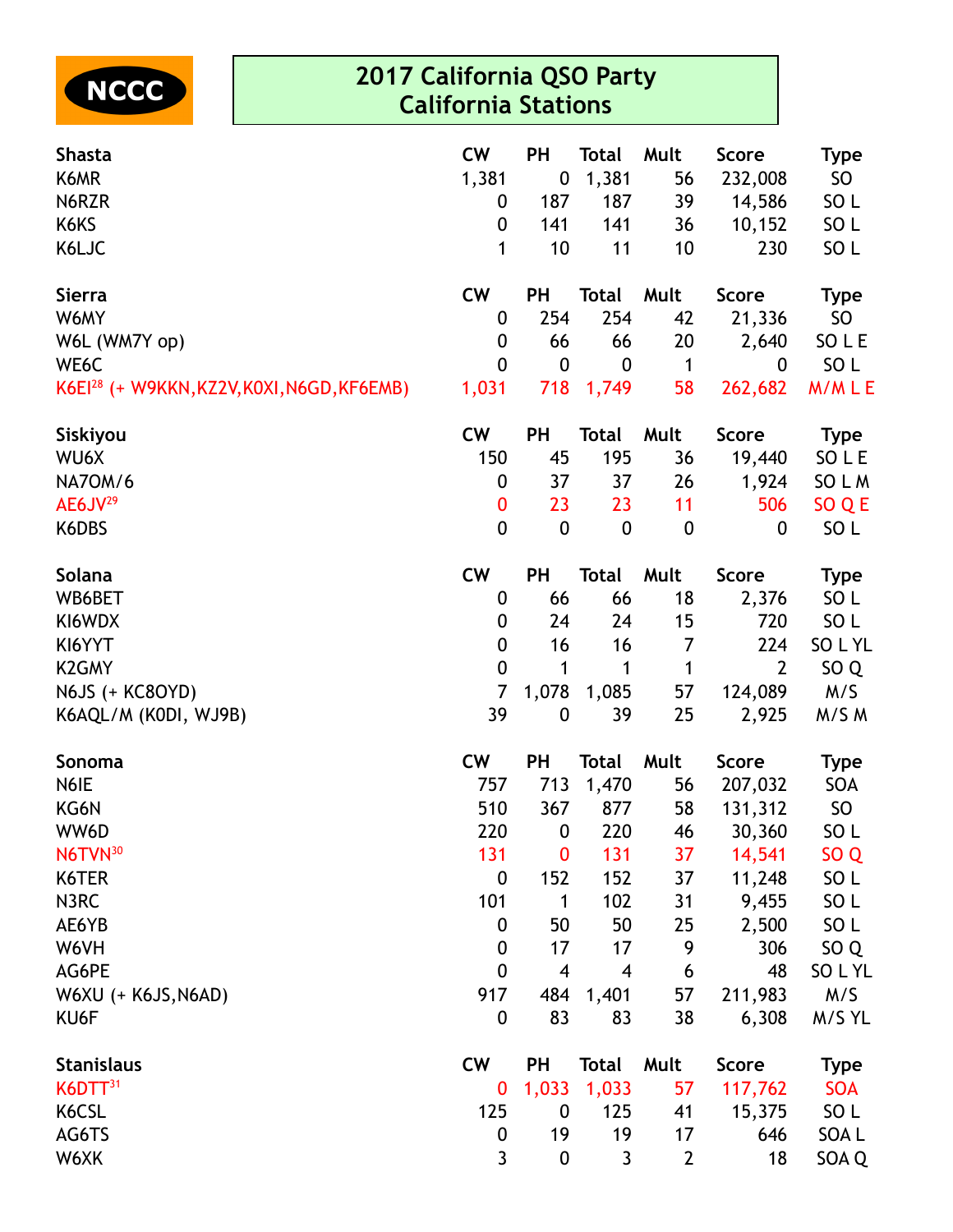NCCC

# 2017 California QSO Party
## California Stations

| Shasta | CW | PH | Total | Mult | Score | Type |
|---|---|---|---|---|---|---|
| K6MR | 1,381 | 0 | 1,381 | 56 | 232,008 | SO |
| N6RZR | 0 | 187 | 187 | 39 | 14,586 | SO L |
| K6KS | 0 | 141 | 141 | 36 | 10,152 | SO L |
| K6LJC | 1 | 10 | 11 | 10 | 230 | SO L |

| Sierra | CW | PH | Total | Mult | Score | Type |
|---|---|---|---|---|---|---|
| W6MY | 0 | 254 | 254 | 42 | 21,336 | SO |
| W6L (WM7Y op) | 0 | 66 | 66 | 20 | 2,640 | SO L E |
| WE6C | 0 | 0 | 0 | 1 | 0 | SO L |
| K6EI[28] (+ W9KKN,KZ2V,K0XI,N6GD,KF6EMB) | 1,031 | 718 | 1,749 | 58 | 262,682 | M/M L E |

| Siskiyou | CW | PH | Total | Mult | Score | Type |
|---|---|---|---|---|---|---|
| WU6X | 150 | 45 | 195 | 36 | 19,440 | SO L E |
| NA7OM/6 | 0 | 37 | 37 | 26 | 1,924 | SO L M |
| AE6JV[29] | 0 | 23 | 23 | 11 | 506 | SO Q E |
| K6DBS | 0 | 0 | 0 | 0 | 0 | SO L |

| Solana | CW | PH | Total | Mult | Score | Type |
|---|---|---|---|---|---|---|
| WB6BET | 0 | 66 | 66 | 18 | 2,376 | SO L |
| KI6WDX | 0 | 24 | 24 | 15 | 720 | SO L |
| KI6YYT | 0 | 16 | 16 | 7 | 224 | SO L YL |
| K2GMY | 0 | 1 | 1 | 1 | 2 | SO Q |
| N6JS (+ KC8OYD) | 7 | 1,078 | 1,085 | 57 | 124,089 | M/S |
| K6AQL/M (K0DI, WJ9B) | 39 | 0 | 39 | 25 | 2,925 | M/S M |

| Sonoma | CW | PH | Total | Mult | Score | Type |
|---|---|---|---|---|---|---|
| N6IE | 757 | 713 | 1,470 | 56 | 207,032 | SOA |
| KG6N | 510 | 367 | 877 | 58 | 131,312 | SO |
| WW6D | 220 | 0 | 220 | 46 | 30,360 | SO L |
| N6TVN[30] | 131 | 0 | 131 | 37 | 14,541 | SO Q |
| K6TER | 0 | 152 | 152 | 37 | 11,248 | SO L |
| N3RC | 101 | 1 | 102 | 31 | 9,455 | SO L |
| AE6YB | 0 | 50 | 50 | 25 | 2,500 | SO L |
| W6VH | 0 | 17 | 17 | 9 | 306 | SO Q |
| AG6PE | 0 | 4 | 4 | 6 | 48 | SO L YL |
| W6XU (+ K6JS,N6AD) | 917 | 484 | 1,401 | 57 | 211,983 | M/S |
| KU6F | 0 | 83 | 83 | 38 | 6,308 | M/S YL |

| Stanislaus | CW | PH | Total | Mult | Score | Type |
|---|---|---|---|---|---|---|
| K6DTT[31] | 0 | 1,033 | 1,033 | 57 | 117,762 | SOA |
| K6CSL | 125 | 0 | 125 | 41 | 15,375 | SO L |
| AG6TS | 0 | 19 | 19 | 17 | 646 | SOA L |
| W6XK | 3 | 0 | 3 | 2 | 18 | SOA Q |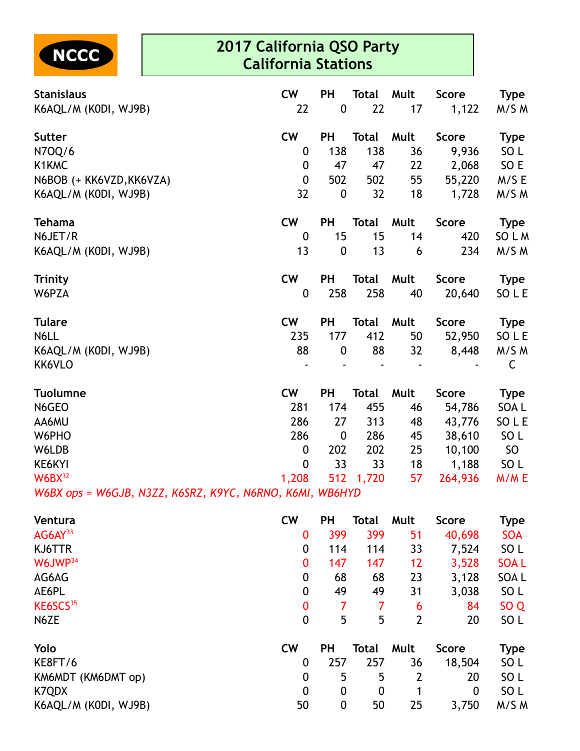NCCC

# 2017 California QSO Party
## California Stations

| Stanislaus | CW | PH | Total | Mult | Score | Type |
|---|---|---|---|---|---|---|
| K6AQL/M (K0DI, WJ9B) | 22 | 0 | 22 | 17 | 1,122 | M/S M |

| Sutter | CW | PH | Total | Mult | Score | Type |
|---|---|---|---|---|---|---|
| N7OQ/6 | 0 | 138 | 138 | 36 | 9,936 | SO L |
| K1KMC | 0 | 47 | 47 | 22 | 2,068 | SO E |
| N6BOB (+ KK6VZD,KK6VZA) | 0 | 502 | 502 | 55 | 55,220 | M/S E |
| K6AQL/M (K0DI, WJ9B) | 32 | 0 | 32 | 18 | 1,728 | M/S M |

| Tehama | CW | PH | Total | Mult | Score | Type |
|---|---|---|---|---|---|---|
| N6JET/R | 0 | 15 | 15 | 14 | 420 | SO L M |
| K6AQL/M (K0DI, WJ9B) | 13 | 0 | 13 | 6 | 234 | M/S M |

| Trinity | CW | PH | Total | Mult | Score | Type |
|---|---|---|---|---|---|---|
| W6PZA | 0 | 258 | 258 | 40 | 20,640 | SO L E |

| Tulare | CW | PH | Total | Mult | Score | Type |
|---|---|---|---|---|---|---|
| N6LL | 235 | 177 | 412 | 50 | 52,950 | SO L E |
| K6AQL/M (K0DI, WJ9B) | 88 | 0 | 88 | 32 | 8,448 | M/S M |
| KK6VLO | - | - | - | - | - | C |

| Tuolumne | CW | PH | Total | Mult | Score | Type |
|---|---|---|---|---|---|---|
| N6GEO | 281 | 174 | 455 | 46 | 54,786 | SOA L |
| AA6MU | 286 | 27 | 313 | 48 | 43,776 | SO L E |
| W6PHO | 286 | 0 | 286 | 45 | 38,610 | SO L |
| W6LDB | 0 | 202 | 202 | 25 | 10,100 | SO |
| KE6KYI | 0 | 33 | 33 | 18 | 1,188 | SO L |
| W6BX[32] | 1,208 | 512 | 1,720 | 57 | 264,936 | M/M E |

*W6BX ops = W6GJB, N3ZZ, K6SRZ, K9YC, N6RNO, K6MI, WB6HYD*

| Ventura | CW | PH | Total | Mult | Score | Type |
|---|---|---|---|---|---|---|
| AG6AY[33] | 0 | 399 | 399 | 51 | 40,698 | SOA |
| KJ6TTR | 0 | 114 | 114 | 33 | 7,524 | SO L |
| W6JWP[34] | 0 | 147 | 147 | 12 | 3,528 | SOA L |
| AG6AG | 0 | 68 | 68 | 23 | 3,128 | SOA L |
| AE6PL | 0 | 49 | 49 | 31 | 3,038 | SO L |
| KE6SCS[35] | 0 | 7 | 7 | 6 | 84 | SO Q |
| N6ZE | 0 | 5 | 5 | 2 | 20 | SO L |

| Yolo | CW | PH | Total | Mult | Score | Type |
|---|---|---|---|---|---|---|
| KE8FT/6 | 0 | 257 | 257 | 36 | 18,504 | SO L |
| KM6MDT (KM6DMT op) | 0 | 5 | 5 | 2 | 20 | SO L |
| K7QDX | 0 | 0 | 0 | 1 | 0 | SO L |
| K6AQL/M (K0DI, WJ9B) | 50 | 0 | 50 | 25 | 3,750 | M/S M |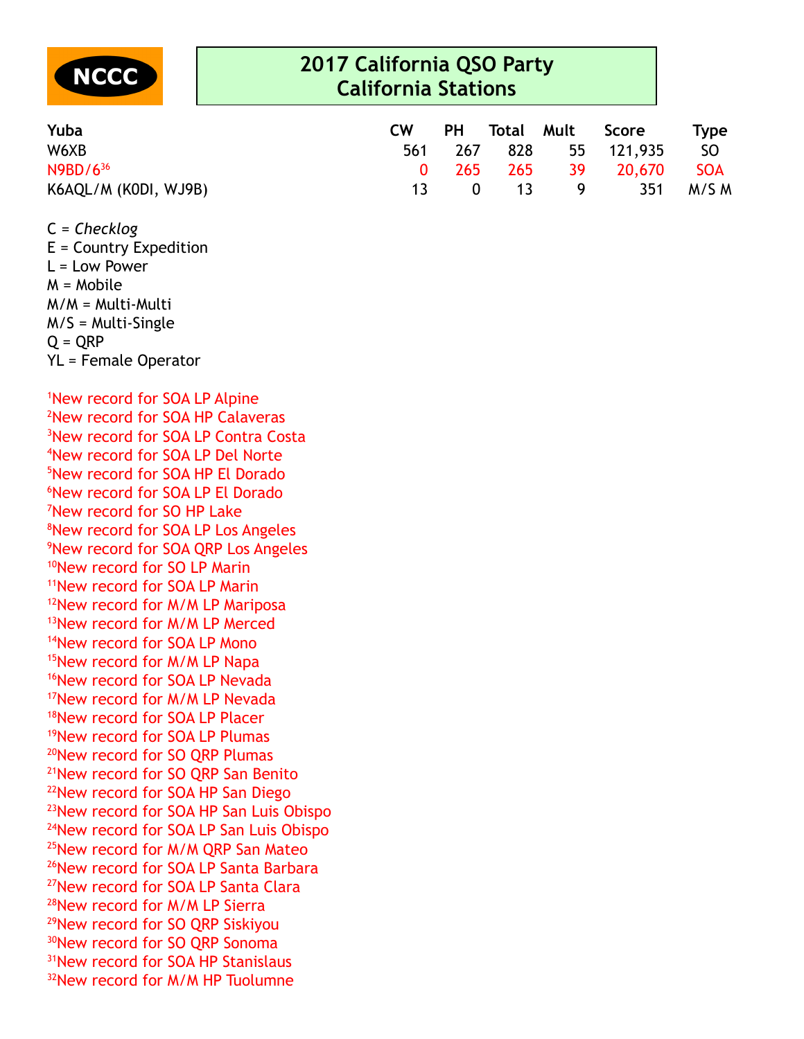NCCC

# 2017 California QSO Party
## California Stations

| Yuba | CW | PH | Total | Mult | Score | Type |
|---|---|---|---|---|---|---|
| W6XB | 561 | 267 | 828 | 55 | 121,935 | SO |
| N9BD/6[36] | 0 | 265 | 265 | 39 | 20,670 | SOA |
| K6AQL/M (K0DI, WJ9B) | 13 | 0 | 13 | 9 | 351 | M/S M |

C = *Checklog*
E = Country Expedition
L = Low Power
M = Mobile
M/M = Multi-Multi
M/S = Multi-Single
Q = QRP
YL = Female Operator

[1]New record for SOA LP Alpine
[2]New record for SOA HP Calaveras
[3]New record for SOA LP Contra Costa
[4]New record for SOA LP Del Norte
[5]New record for SOA HP El Dorado
[6]New record for SOA LP El Dorado
[7]New record for SO HP Lake
[8]New record for SOA LP Los Angeles
[9]New record for SOA QRP Los Angeles
[10]New record for SO LP Marin
[11]New record for SOA LP Marin
[12]New record for M/M LP Mariposa
[13]New record for M/M LP Merced
[14]New record for SOA LP Mono
[15]New record for M/M LP Napa
[16]New record for SOA LP Nevada
[17]New record for M/M LP Nevada
[18]New record for SOA LP Placer
[19]New record for SOA LP Plumas
[20]New record for SO QRP Plumas
[21]New record for SO QRP San Benito
[22]New record for SOA HP San Diego
[23]New record for SOA HP San Luis Obispo
[24]New record for SOA LP San Luis Obispo
[25]New record for M/M QRP San Mateo
[26]New record for SOA LP Santa Barbara
[27]New record for SOA LP Santa Clara
[28]New record for M/M LP Sierra
[29]New record for SO QRP Siskiyou
[30]New record for SO QRP Sonoma
[31]New record for SOA HP Stanislaus
[32]New record for M/M HP Tuolumne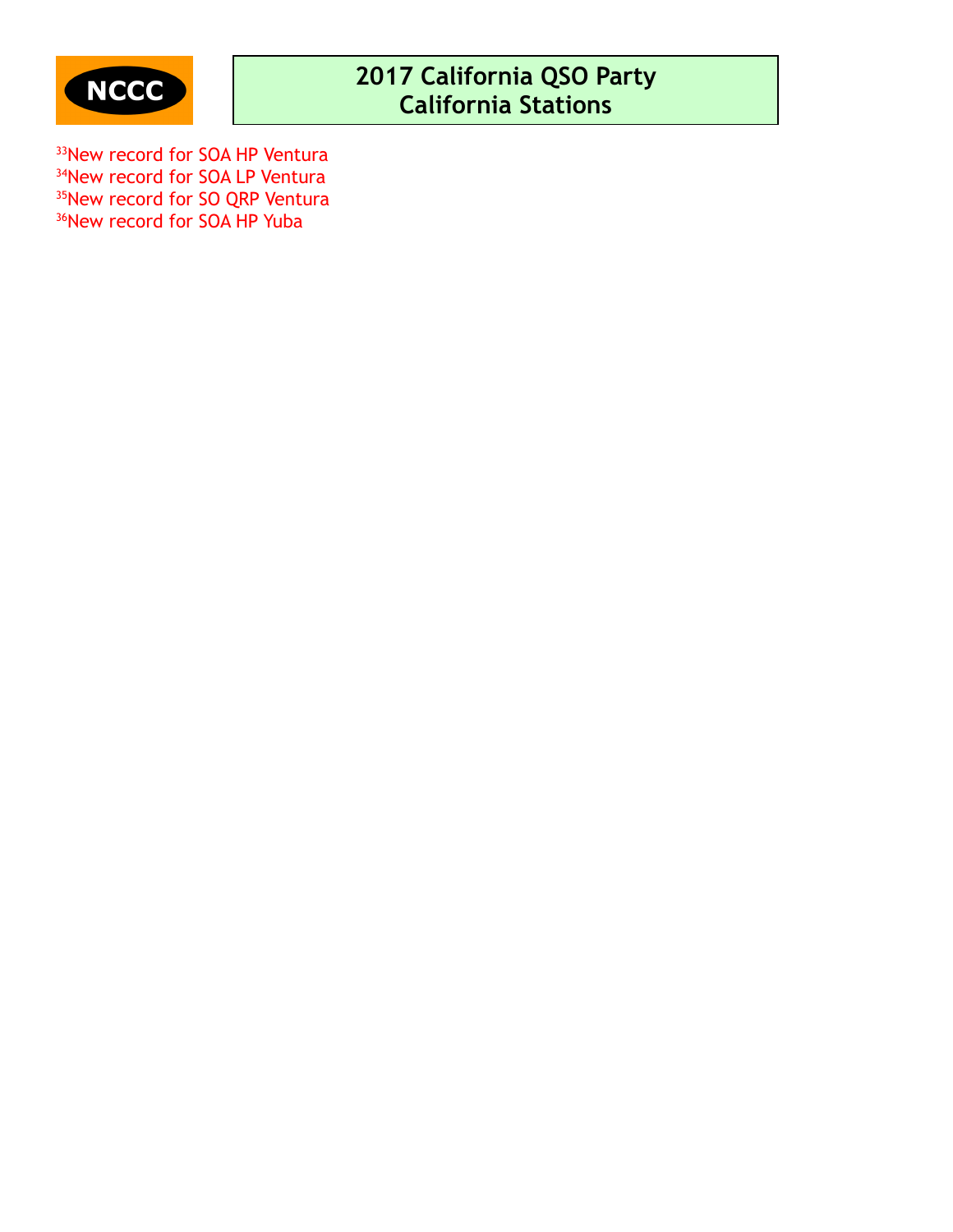NCCC

# 2017 California QSO Party
## California Stations

[33]New record for SOA HP Ventura
[34]New record for SOA LP Ventura
[35]New record for SO QRP Ventura
[36]New record for SOA HP Yuba